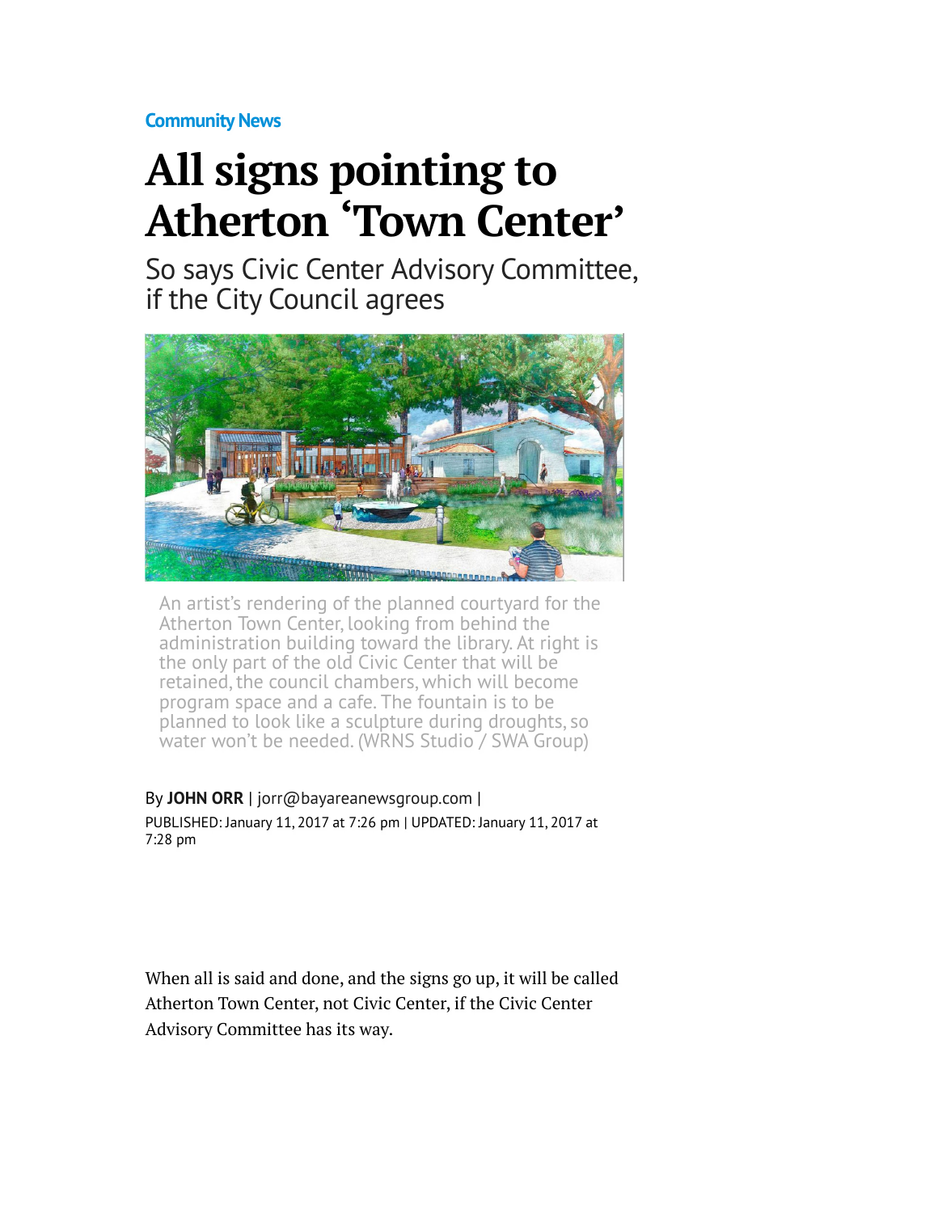Community News

# All signs pointing to Atherton 'Town Center'

## So says Civic Center Advisory Committee, if the City Council agrees

An artist's rendering of the planned courtyard for the Atherton Town Center, looking from behind the administration building toward the library. At right is the only part of the old Civic Center that will be retained, the council chambers, which will become program space and a cafe. The fountain is to be planned to look like a sculpture during droughts, so water won't be needed. (WRNS Studio / SWA Group)

By **JOHN ORR** | jorr@bayareanewsgroup.com |
PUBLISHED: January 11, 2017 at 7:26 pm | UPDATED: January 11, 2017 at 7:28 pm

When all is said and done, and the signs go up, it will be called Atherton Town Center, not Civic Center, if the Civic Center Advisory Committee has its way.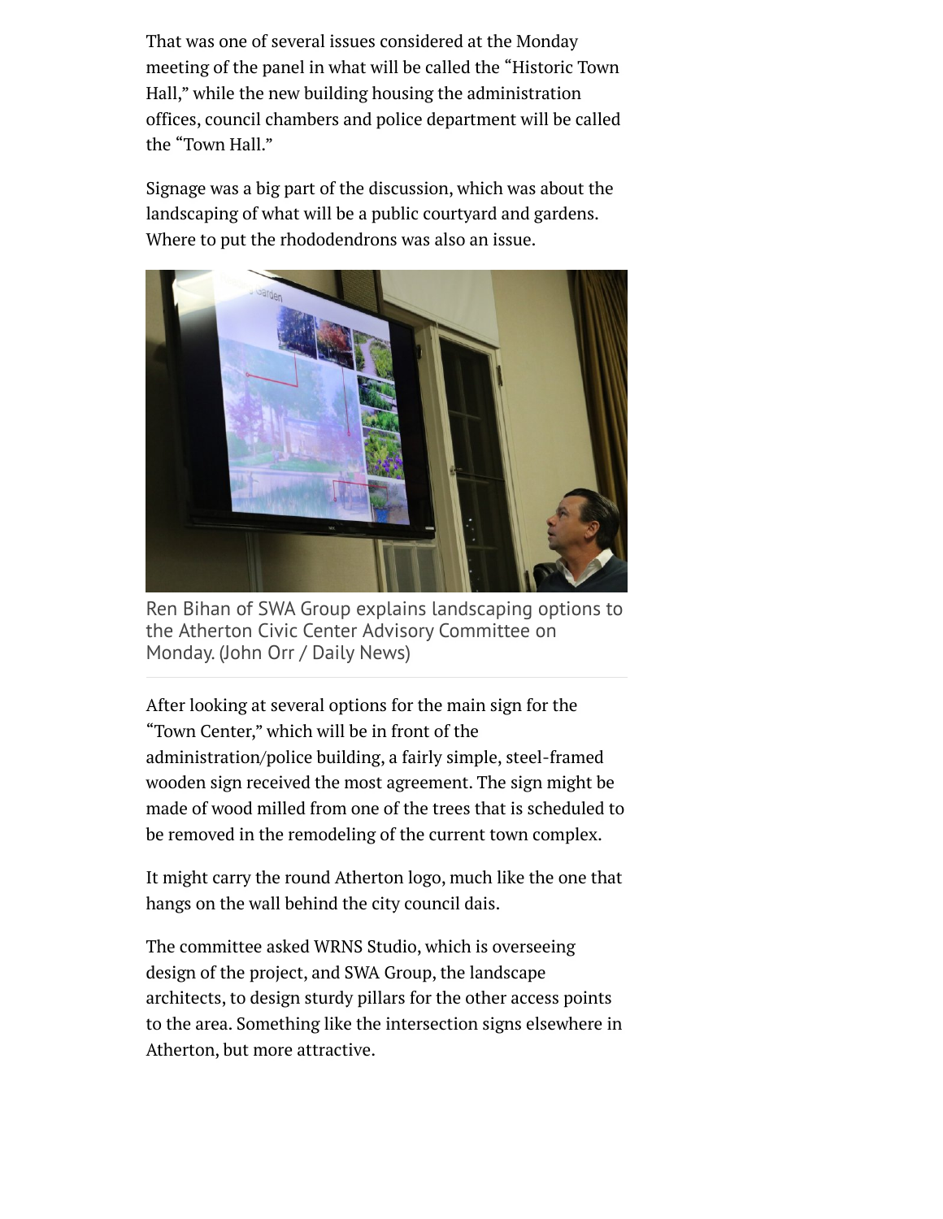That was one of several issues considered at the Monday meeting of the panel in what will be called the "Historic Town Hall," while the new building housing the administration offices, council chambers and police department will be called the "Town Hall."

Signage was a big part of the discussion, which was about the landscaping of what will be a public courtyard and gardens. Where to put the rhododendrons was also an issue.

Ren Bihan of SWA Group explains landscaping options to the Atherton Civic Center Advisory Committee on Monday. (John Orr / Daily News)

After looking at several options for the main sign for the "Town Center," which will be in front of the administration/police building, a fairly simple, steel-framed wooden sign received the most agreement. The sign might be made of wood milled from one of the trees that is scheduled to be removed in the remodeling of the current town complex.

It might carry the round Atherton logo, much like the one that hangs on the wall behind the city council dais.

The committee asked WRNS Studio, which is overseeing design of the project, and SWA Group, the landscape architects, to design sturdy pillars for the other access points to the area. Something like the intersection signs elsewhere in Atherton, but more attractive.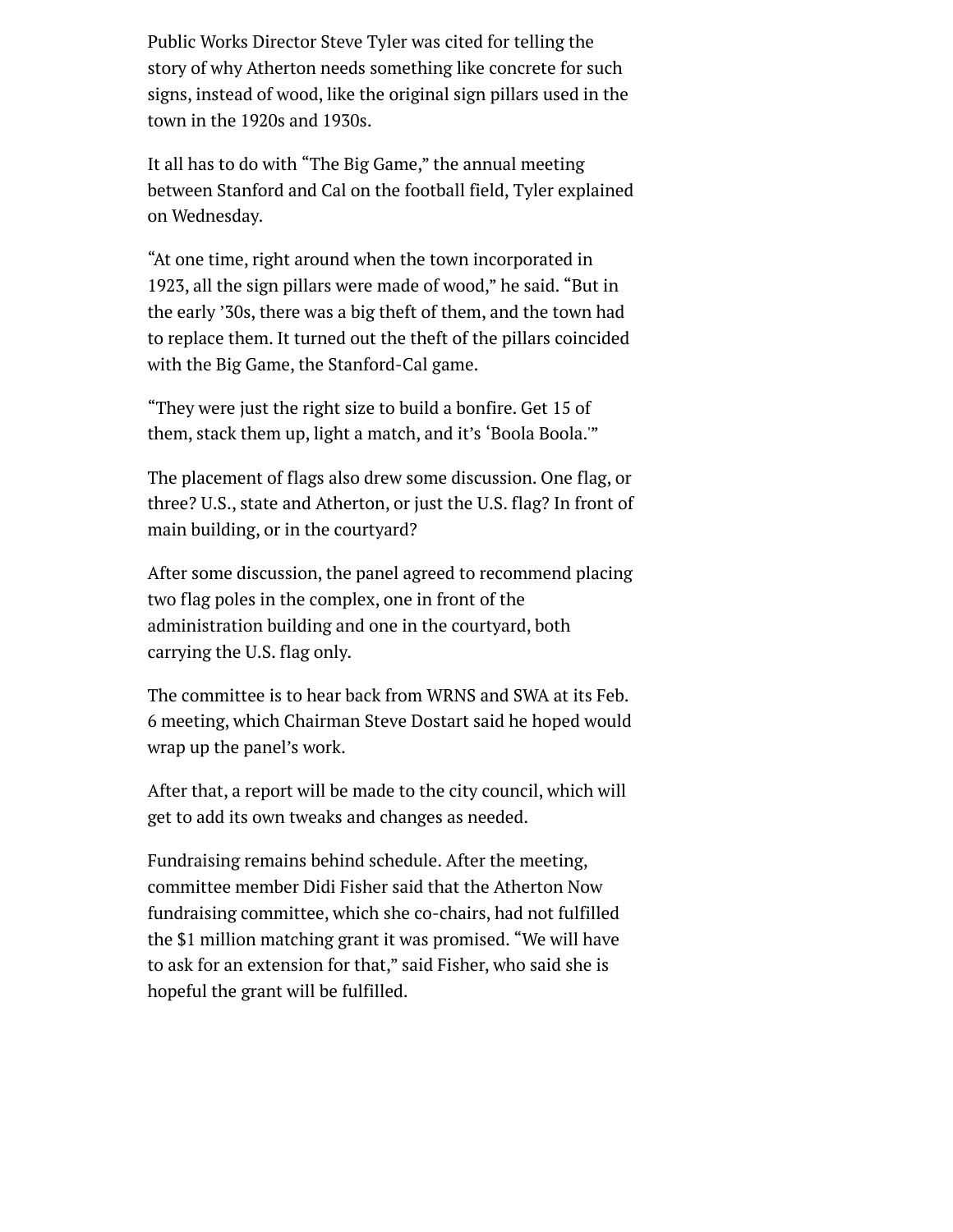Public Works Director Steve Tyler was cited for telling the story of why Atherton needs something like concrete for such signs, instead of wood, like the original sign pillars used in the town in the 1920s and 1930s.

It all has to do with "The Big Game," the annual meeting between Stanford and Cal on the football field, Tyler explained on Wednesday.

"At one time, right around when the town incorporated in 1923, all the sign pillars were made of wood," he said. "But in the early '30s, there was a big theft of them, and the town had to replace them. It turned out the theft of the pillars coincided with the Big Game, the Stanford-Cal game.

"They were just the right size to build a bonfire. Get 15 of them, stack them up, light a match, and it's 'Boola Boola.'"

The placement of flags also drew some discussion. One flag, or three? U.S., state and Atherton, or just the U.S. flag? In front of main building, or in the courtyard?

After some discussion, the panel agreed to recommend placing two flag poles in the complex, one in front of the administration building and one in the courtyard, both carrying the U.S. flag only.

The committee is to hear back from WRNS and SWA at its Feb. 6 meeting, which Chairman Steve Dostart said he hoped would wrap up the panel's work.

After that, a report will be made to the city council, which will get to add its own tweaks and changes as needed.

Fundraising remains behind schedule. After the meeting, committee member Didi Fisher said that the Atherton Now fundraising committee, which she co-chairs, had not fulfilled the $1 million matching grant it was promised. "We will have to ask for an extension for that," said Fisher, who said she is hopeful the grant will be fulfilled.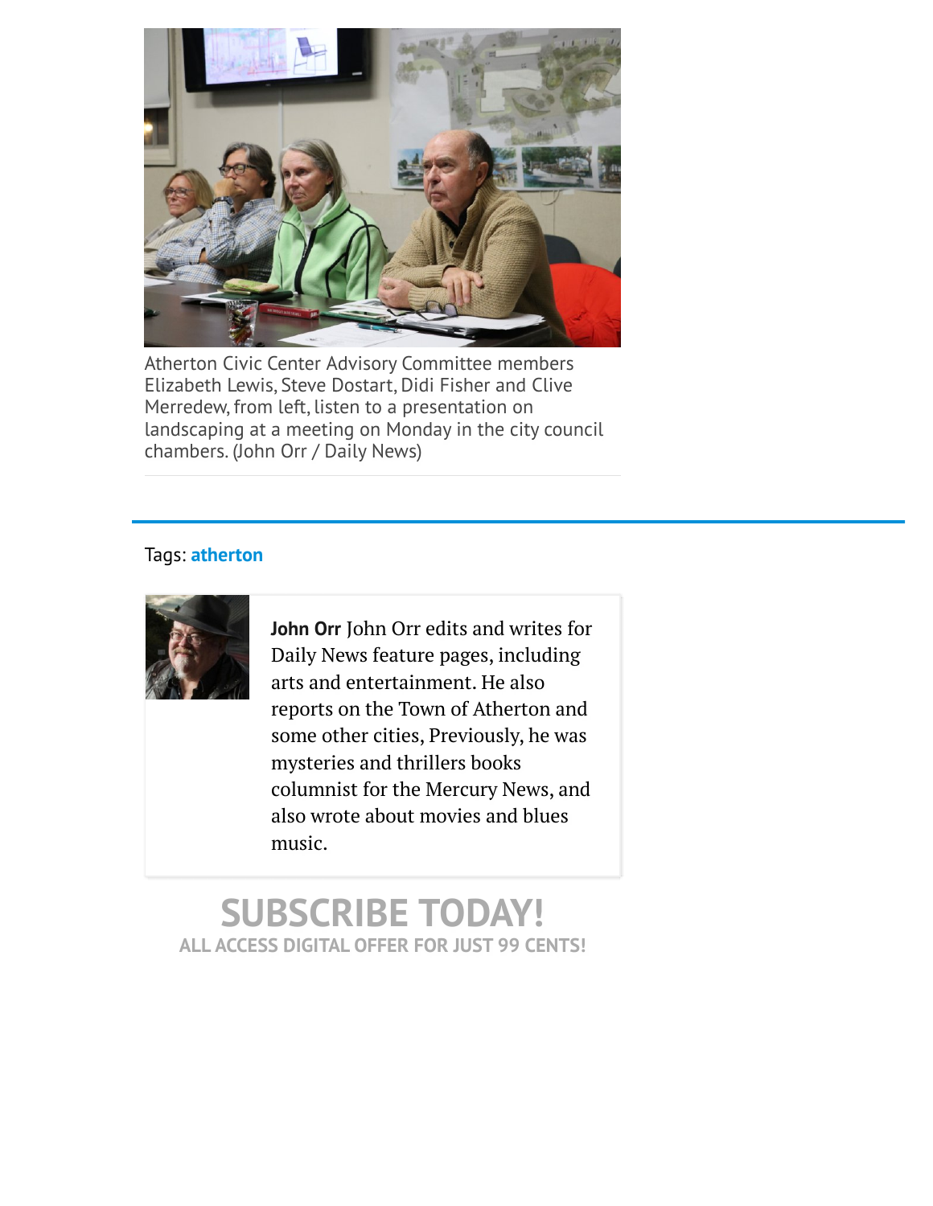Atherton Civic Center Advisory Committee members Elizabeth Lewis, Steve Dostart, Didi Fisher and Clive Merredew, from left, listen to a presentation on landscaping at a meeting on Monday in the city council chambers. (John Orr / Daily News)

Tags: **atherton**

**John Orr** John Orr edits and writes for Daily News feature pages, including arts and entertainment. He also reports on the Town of Atherton and some other cities, Previously, he was mysteries and thrillers books columnist for the Mercury News, and also wrote about movies and blues music.

**SUBSCRIBE TODAY!**

**ALL ACCESS DIGITAL OFFER FOR JUST 99 CENTS!**